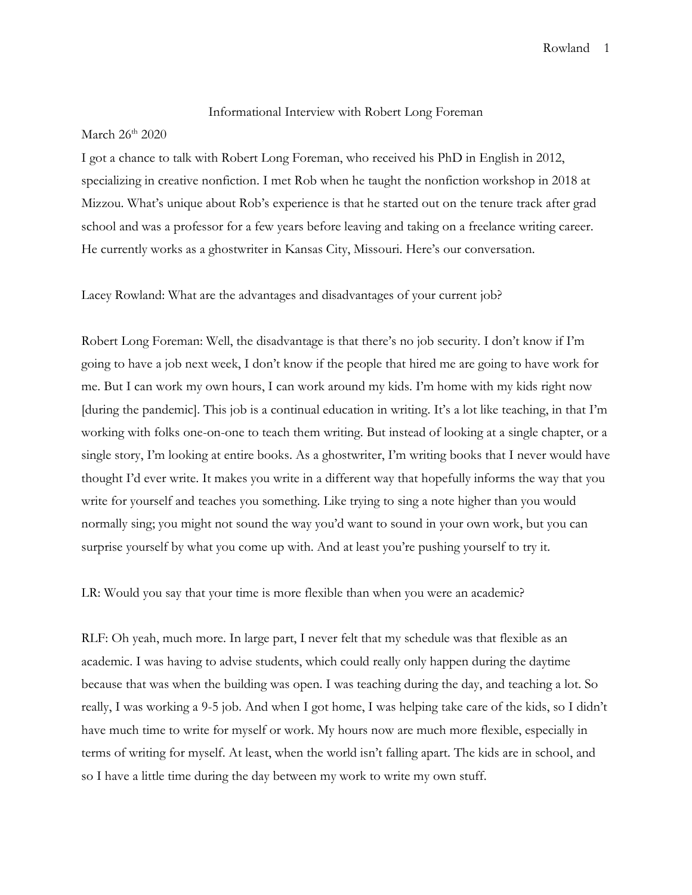# Informational Interview with Robert Long Foreman

March 26th 2020

I got a chance to talk with Robert Long Foreman, who received his PhD in English in 2012, specializing in creative nonfiction. I met Rob when he taught the nonfiction workshop in 2018 at Mizzou. What's unique about Rob's experience is that he started out on the tenure track after grad school and was a professor for a few years before leaving and taking on a freelance writing career. He currently works as a ghostwriter in Kansas City, Missouri. Here's our conversation.

Lacey Rowland: What are the advantages and disadvantages of your current job?

Robert Long Foreman: Well, the disadvantage is that there's no job security. I don't know if I'm going to have a job next week, I don't know if the people that hired me are going to have work for me. But I can work my own hours, I can work around my kids. I'm home with my kids right now [during the pandemic]. This job is a continual education in writing. It's a lot like teaching, in that I'm working with folks one-on-one to teach them writing. But instead of looking at a single chapter, or a single story, I'm looking at entire books. As a ghostwriter, I'm writing books that I never would have thought I'd ever write. It makes you write in a different way that hopefully informs the way that you write for yourself and teaches you something. Like trying to sing a note higher than you would normally sing; you might not sound the way you'd want to sound in your own work, but you can surprise yourself by what you come up with. And at least you're pushing yourself to try it.

LR: Would you say that your time is more flexible than when you were an academic?

RLF: Oh yeah, much more. In large part, I never felt that my schedule was that flexible as an academic. I was having to advise students, which could really only happen during the daytime because that was when the building was open. I was teaching during the day, and teaching a lot. So really, I was working a 9-5 job. And when I got home, I was helping take care of the kids, so I didn't have much time to write for myself or work. My hours now are much more flexible, especially in terms of writing for myself. At least, when the world isn't falling apart. The kids are in school, and so I have a little time during the day between my work to write my own stuff.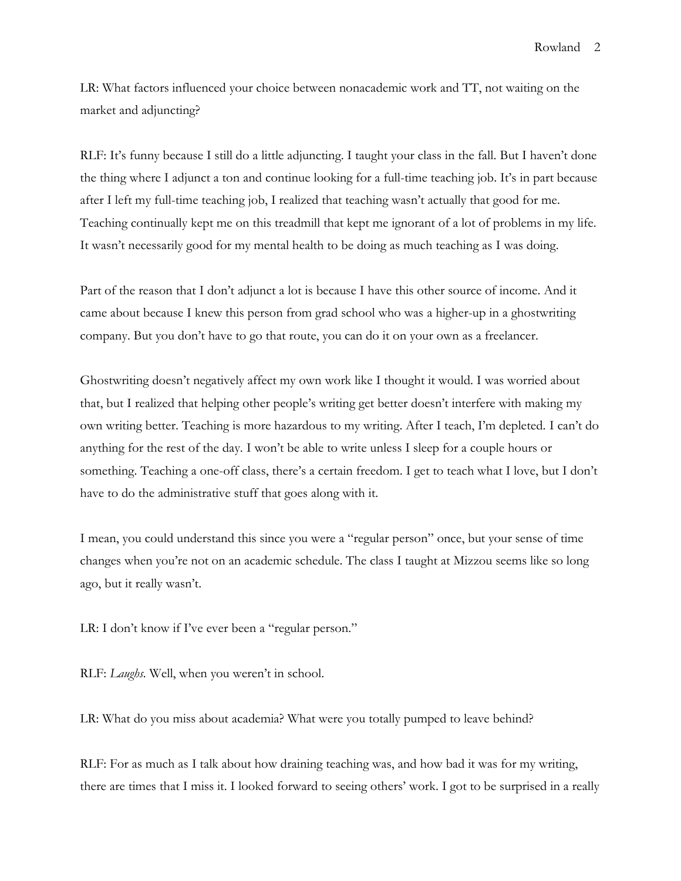LR: What factors influenced your choice between nonacademic work and TT, not waiting on the market and adjuncting?

RLF: It's funny because I still do a little adjuncting. I taught your class in the fall. But I haven't done the thing where I adjunct a ton and continue looking for a full-time teaching job. It's in part because after I left my full-time teaching job, I realized that teaching wasn't actually that good for me. Teaching continually kept me on this treadmill that kept me ignorant of a lot of problems in my life. It wasn't necessarily good for my mental health to be doing as much teaching as I was doing.

Part of the reason that I don't adjunct a lot is because I have this other source of income. And it came about because I knew this person from grad school who was a higher-up in a ghostwriting company. But you don't have to go that route, you can do it on your own as a freelancer.

Ghostwriting doesn't negatively affect my own work like I thought it would. I was worried about that, but I realized that helping other people's writing get better doesn't interfere with making my own writing better. Teaching is more hazardous to my writing. After I teach, I'm depleted. I can't do anything for the rest of the day. I won't be able to write unless I sleep for a couple hours or something. Teaching a one-off class, there's a certain freedom. I get to teach what I love, but I don't have to do the administrative stuff that goes along with it.

I mean, you could understand this since you were a "regular person" once, but your sense of time changes when you're not on an academic schedule. The class I taught at Mizzou seems like so long ago, but it really wasn't.

LR: I don't know if I've ever been a "regular person."

RLF: *Laughs.* Well, when you weren't in school.

LR: What do you miss about academia? What were you totally pumped to leave behind?

RLF: For as much as I talk about how draining teaching was, and how bad it was for my writing, there are times that I miss it. I looked forward to seeing others' work. I got to be surprised in a really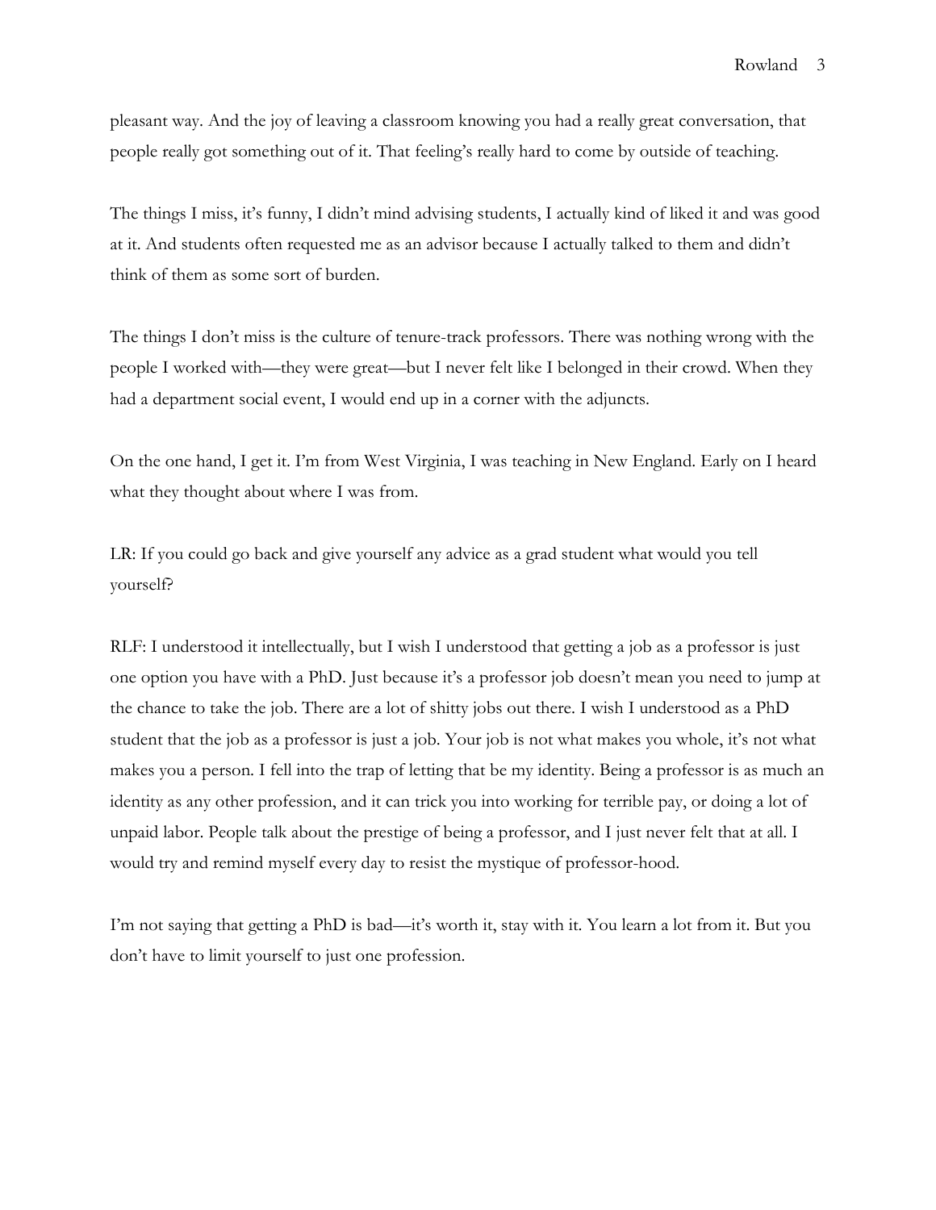pleasant way. And the joy of leaving a classroom knowing you had a really great conversation, that people really got something out of it. That feeling's really hard to come by outside of teaching.

The things I miss, it's funny, I didn't mind advising students, I actually kind of liked it and was good at it. And students often requested me as an advisor because I actually talked to them and didn't think of them as some sort of burden.

The things I don't miss is the culture of tenure-track professors. There was nothing wrong with the people I worked with—they were great—but I never felt like I belonged in their crowd. When they had a department social event, I would end up in a corner with the adjuncts.

On the one hand, I get it. I'm from West Virginia, I was teaching in New England. Early on I heard what they thought about where I was from.

LR: If you could go back and give yourself any advice as a grad student what would you tell yourself?

RLF: I understood it intellectually, but I wish I understood that getting a job as a professor is just one option you have with a PhD. Just because it's a professor job doesn't mean you need to jump at the chance to take the job. There are a lot of shitty jobs out there. I wish I understood as a PhD student that the job as a professor is just a job. Your job is not what makes you whole, it's not what makes you a person. I fell into the trap of letting that be my identity. Being a professor is as much an identity as any other profession, and it can trick you into working for terrible pay, or doing a lot of unpaid labor. People talk about the prestige of being a professor, and I just never felt that at all. I would try and remind myself every day to resist the mystique of professor-hood.

I'm not saying that getting a PhD is bad—it's worth it, stay with it. You learn a lot from it. But you don't have to limit yourself to just one profession.